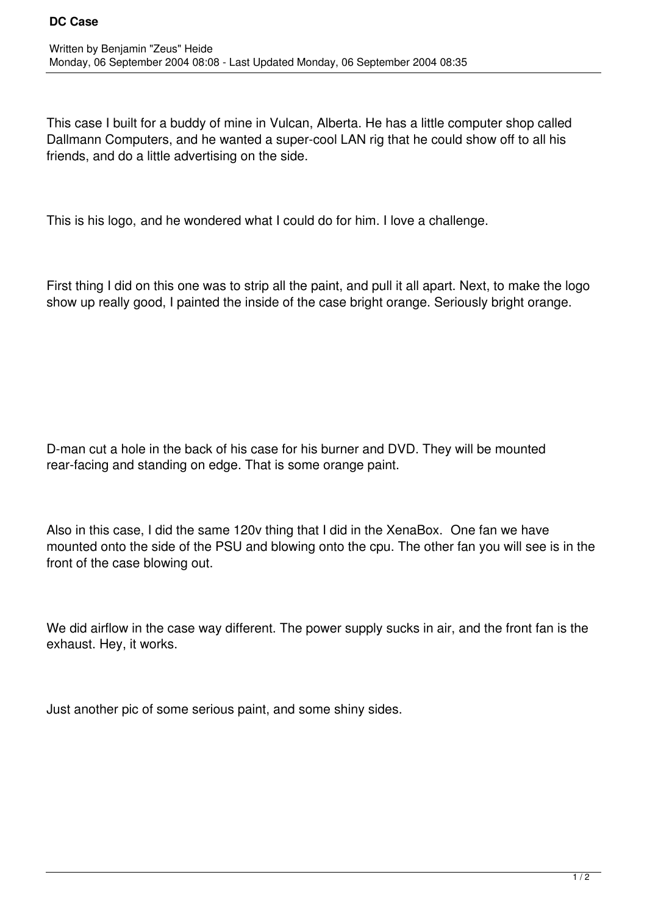# DC Case

Written by Benjamin "Zeus" Heide
Monday, 06 September 2004 08:08 - Last Updated Monday, 06 September 2004 08:35

This case I built for a buddy of mine in Vulcan, Alberta. He has a little computer shop called Dallmann Computers, and he wanted a super-cool LAN rig that he could show off to all his friends, and do a little advertising on the side.

This is his logo, and he wondered what I could do for him. I love a challenge.

First thing I did on this one was to strip all the paint, and pull it all apart. Next, to make the logo show up really good, I painted the inside of the case bright orange. Seriously bright orange.

D-man cut a hole in the back of his case for his burner and DVD. They will be mounted rear-facing and standing on edge. That is some orange paint.

Also in this case, I did the same 120v thing that I did in the XenaBox. One fan we have mounted onto the side of the PSU and blowing onto the cpu. The other fan you will see is in the front of the case blowing out.

We did airflow in the case way different. The power supply sucks in air, and the front fan is the exhaust. Hey, it works.

Just another pic of some serious paint, and some shiny sides.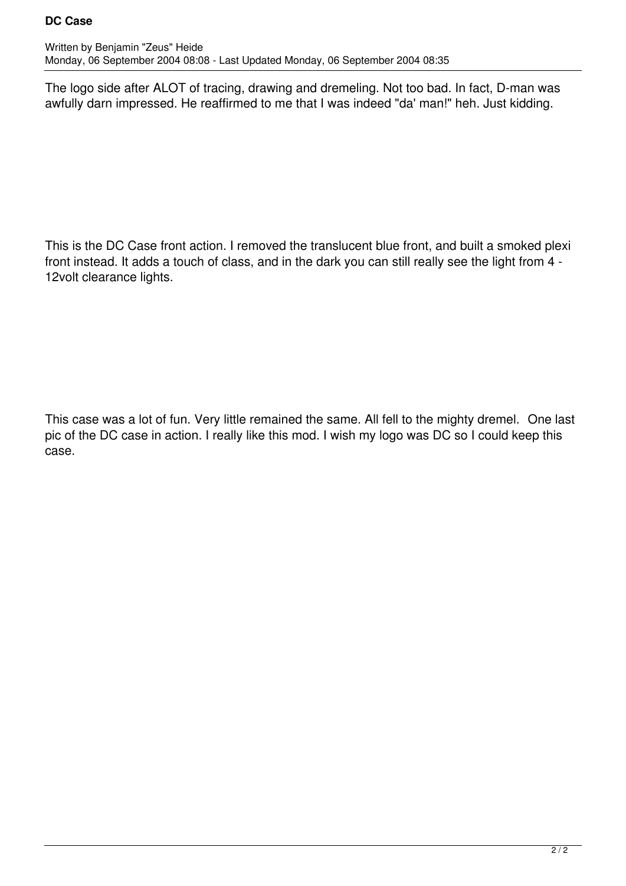The logo side after ALOT of tracing, drawing and dremeling. Not too bad. In fact, D-man was awfully darn impressed. He reaffirmed to me that I was indeed "da' man!" heh. Just kidding.

This is the DC Case front action. I removed the translucent blue front, and built a smoked plexi front instead. It adds a touch of class, and in the dark you can still really see the light from 4 - 12volt clearance lights.

This case was a lot of fun. Very little remained the same. All fell to the mighty dremel.  One last pic of the DC case in action. I really like this mod. I wish my logo was DC so I could keep this case.